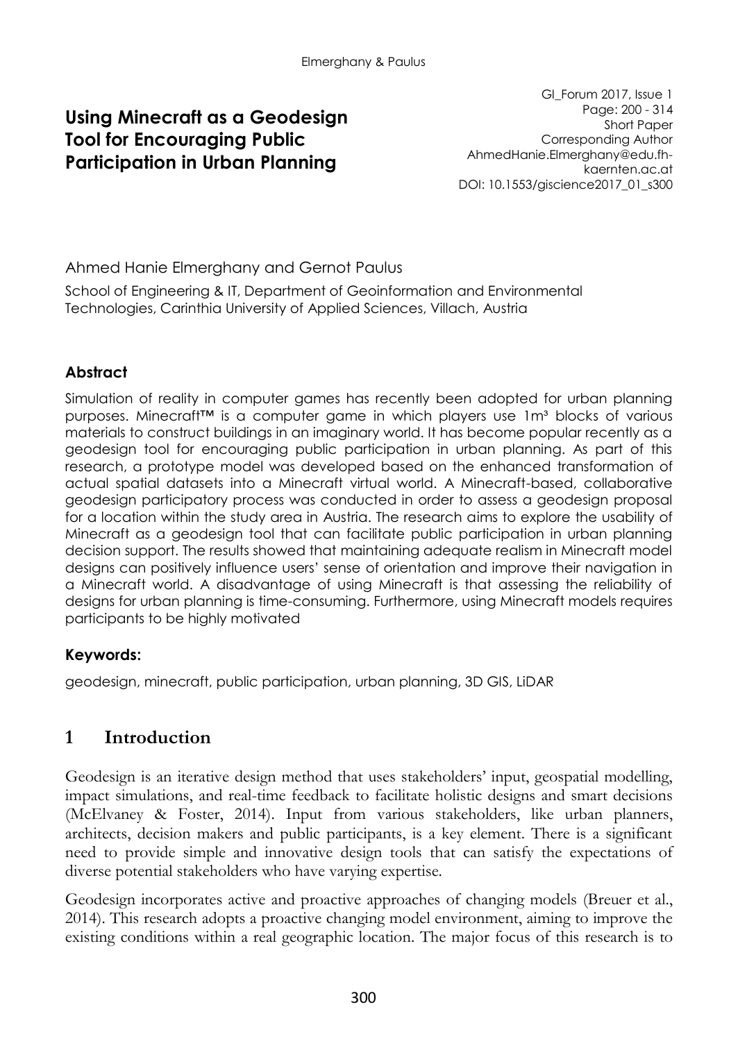# Using Minecraft as a Geodesign Tool for Encouraging Public Participation in Urban Planning

GI_Forum 2017, Issue 1
Page: 200 - 314
Short Paper
Corresponding Author
AhmedHanie.Elmerghany@edu.fh-kaernten.ac.at
DOI: 10.1553/giscience2017_01_s300

Ahmed Hanie Elmerghany and Gernot Paulus

School of Engineering & IT, Department of Geoinformation and Environmental Technologies, Carinthia University of Applied Sciences, Villach, Austria

### Abstract

Simulation of reality in computer games has recently been adopted for urban planning purposes. Minecraft™ is a computer game in which players use 1m³ blocks of various materials to construct buildings in an imaginary world. It has become popular recently as a geodesign tool for encouraging public participation in urban planning. As part of this research, a prototype model was developed based on the enhanced transformation of actual spatial datasets into a Minecraft virtual world. A Minecraft-based, collaborative geodesign participatory process was conducted in order to assess a geodesign proposal for a location within the study area in Austria. The research aims to explore the usability of Minecraft as a geodesign tool that can facilitate public participation in urban planning decision support. The results showed that maintaining adequate realism in Minecraft model designs can positively influence users' sense of orientation and improve their navigation in a Minecraft world. A disadvantage of using Minecraft is that assessing the reliability of designs for urban planning is time-consuming. Furthermore, using Minecraft models requires participants to be highly motivated

### Keywords:

geodesign, minecraft, public participation, urban planning, 3D GIS, LiDAR

## 1 Introduction

Geodesign is an iterative design method that uses stakeholders' input, geospatial modelling, impact simulations, and real-time feedback to facilitate holistic designs and smart decisions (McElvaney & Foster, 2014). Input from various stakeholders, like urban planners, architects, decision makers and public participants, is a key element. There is a significant need to provide simple and innovative design tools that can satisfy the expectations of diverse potential stakeholders who have varying expertise.

Geodesign incorporates active and proactive approaches of changing models (Breuer et al., 2014). This research adopts a proactive changing model environment, aiming to improve the existing conditions within a real geographic location. The major focus of this research is to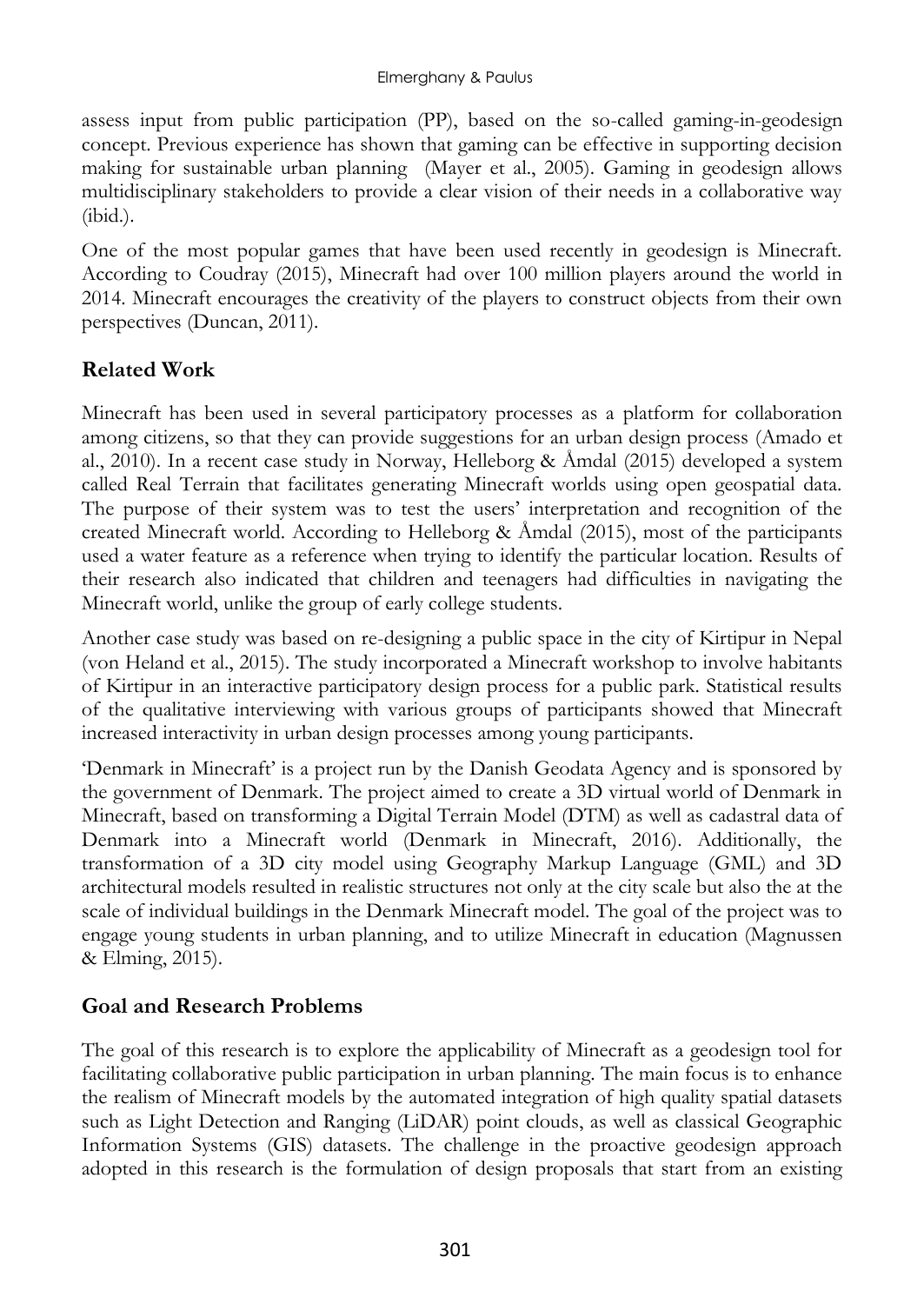assess input from public participation (PP), based on the so-called gaming-in-geodesign concept. Previous experience has shown that gaming can be effective in supporting decision making for sustainable urban planning (Mayer et al., 2005). Gaming in geodesign allows multidisciplinary stakeholders to provide a clear vision of their needs in a collaborative way (ibid.).

One of the most popular games that have been used recently in geodesign is Minecraft. According to Coudray (2015), Minecraft had over 100 million players around the world in 2014. Minecraft encourages the creativity of the players to construct objects from their own perspectives (Duncan, 2011).

## Related Work

Minecraft has been used in several participatory processes as a platform for collaboration among citizens, so that they can provide suggestions for an urban design process (Amado et al., 2010). In a recent case study in Norway, Helleborg & Åmdal (2015) developed a system called Real Terrain that facilitates generating Minecraft worlds using open geospatial data. The purpose of their system was to test the users' interpretation and recognition of the created Minecraft world. According to Helleborg & Åmdal (2015), most of the participants used a water feature as a reference when trying to identify the particular location. Results of their research also indicated that children and teenagers had difficulties in navigating the Minecraft world, unlike the group of early college students.

Another case study was based on re-designing a public space in the city of Kirtipur in Nepal (von Heland et al., 2015). The study incorporated a Minecraft workshop to involve habitants of Kirtipur in an interactive participatory design process for a public park. Statistical results of the qualitative interviewing with various groups of participants showed that Minecraft increased interactivity in urban design processes among young participants.

'Denmark in Minecraft' is a project run by the Danish Geodata Agency and is sponsored by the government of Denmark. The project aimed to create a 3D virtual world of Denmark in Minecraft, based on transforming a Digital Terrain Model (DTM) as well as cadastral data of Denmark into a Minecraft world (Denmark in Minecraft, 2016). Additionally, the transformation of a 3D city model using Geography Markup Language (GML) and 3D architectural models resulted in realistic structures not only at the city scale but also the at the scale of individual buildings in the Denmark Minecraft model. The goal of the project was to engage young students in urban planning, and to utilize Minecraft in education (Magnussen & Elming, 2015).

## Goal and Research Problems

The goal of this research is to explore the applicability of Minecraft as a geodesign tool for facilitating collaborative public participation in urban planning. The main focus is to enhance the realism of Minecraft models by the automated integration of high quality spatial datasets such as Light Detection and Ranging (LiDAR) point clouds, as well as classical Geographic Information Systems (GIS) datasets. The challenge in the proactive geodesign approach adopted in this research is the formulation of design proposals that start from an existing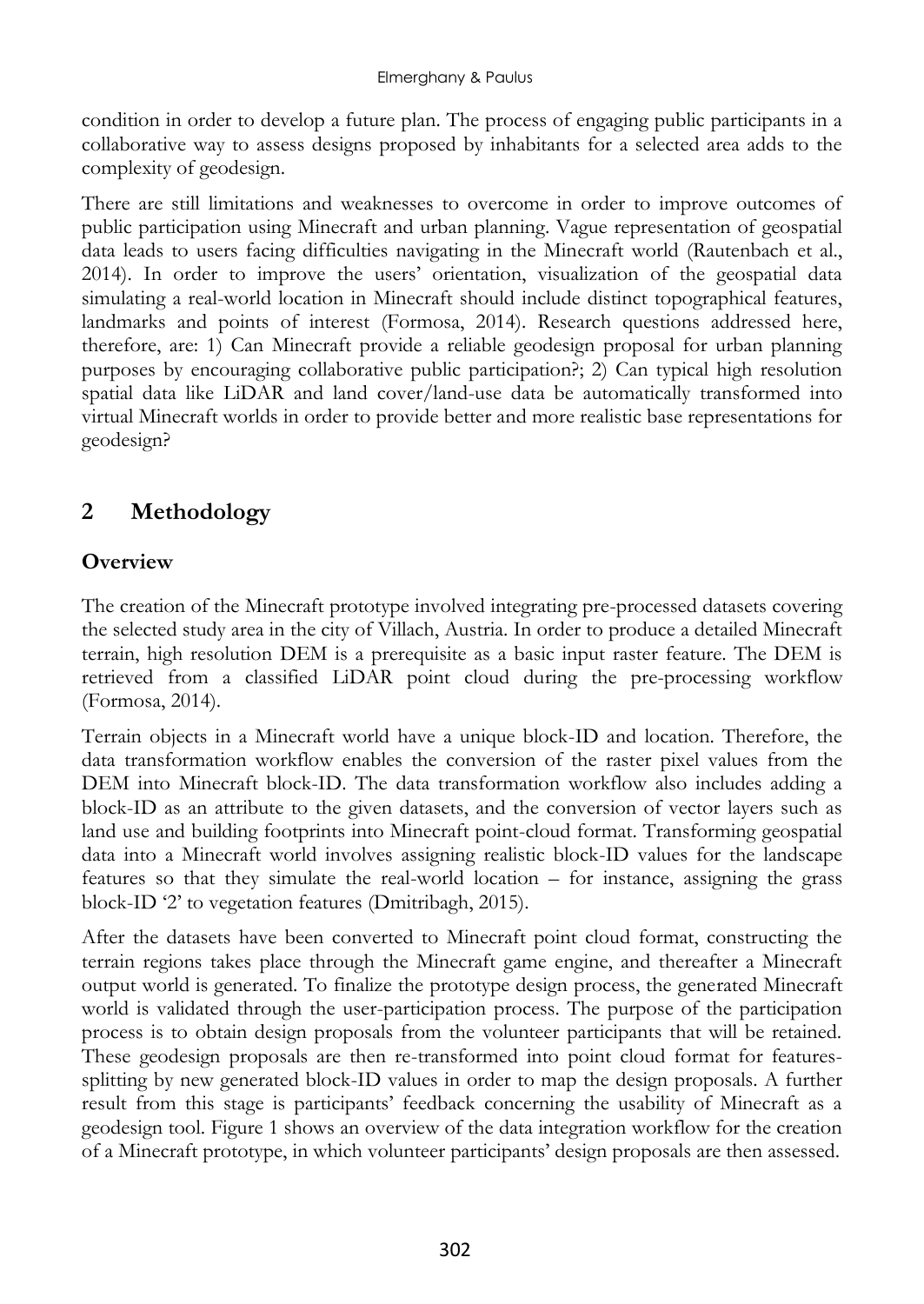condition in order to develop a future plan. The process of engaging public participants in a collaborative way to assess designs proposed by inhabitants for a selected area adds to the complexity of geodesign.

There are still limitations and weaknesses to overcome in order to improve outcomes of public participation using Minecraft and urban planning. Vague representation of geospatial data leads to users facing difficulties navigating in the Minecraft world (Rautenbach et al., 2014). In order to improve the users' orientation, visualization of the geospatial data simulating a real-world location in Minecraft should include distinct topographical features, landmarks and points of interest (Formosa, 2014). Research questions addressed here, therefore, are: 1) Can Minecraft provide a reliable geodesign proposal for urban planning purposes by encouraging collaborative public participation?; 2) Can typical high resolution spatial data like LiDAR and land cover/land-use data be automatically transformed into virtual Minecraft worlds in order to provide better and more realistic base representations for geodesign?

## 2 Methodology

### Overview

The creation of the Minecraft prototype involved integrating pre-processed datasets covering the selected study area in the city of Villach, Austria. In order to produce a detailed Minecraft terrain, high resolution DEM is a prerequisite as a basic input raster feature. The DEM is retrieved from a classified LiDAR point cloud during the pre-processing workflow (Formosa, 2014).

Terrain objects in a Minecraft world have a unique block-ID and location. Therefore, the data transformation workflow enables the conversion of the raster pixel values from the DEM into Minecraft block-ID. The data transformation workflow also includes adding a block-ID as an attribute to the given datasets, and the conversion of vector layers such as land use and building footprints into Minecraft point-cloud format. Transforming geospatial data into a Minecraft world involves assigning realistic block-ID values for the landscape features so that they simulate the real-world location – for instance, assigning the grass block-ID '2' to vegetation features (Dmitribagh, 2015).

After the datasets have been converted to Minecraft point cloud format, constructing the terrain regions takes place through the Minecraft game engine, and thereafter a Minecraft output world is generated. To finalize the prototype design process, the generated Minecraft world is validated through the user-participation process. The purpose of the participation process is to obtain design proposals from the volunteer participants that will be retained. These geodesign proposals are then re-transformed into point cloud format for features-splitting by new generated block-ID values in order to map the design proposals. A further result from this stage is participants' feedback concerning the usability of Minecraft as a geodesign tool. Figure 1 shows an overview of the data integration workflow for the creation of a Minecraft prototype, in which volunteer participants' design proposals are then assessed.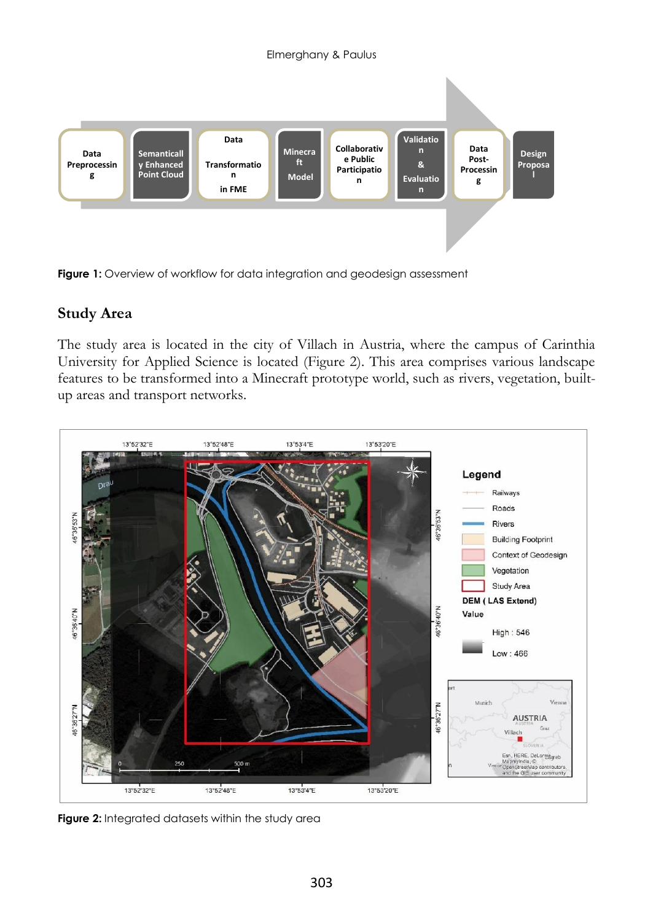Figure 1: Overview of workflow for data integration and geodesign assessment

## Study Area

The study area is located in the city of Villach in Austria, where the campus of Carinthia University for Applied Science is located (Figure 2). This area comprises various landscape features to be transformed into a Minecraft prototype world, such as rivers, vegetation, built-up areas and transport networks.

Figure 2: Integrated datasets within the study area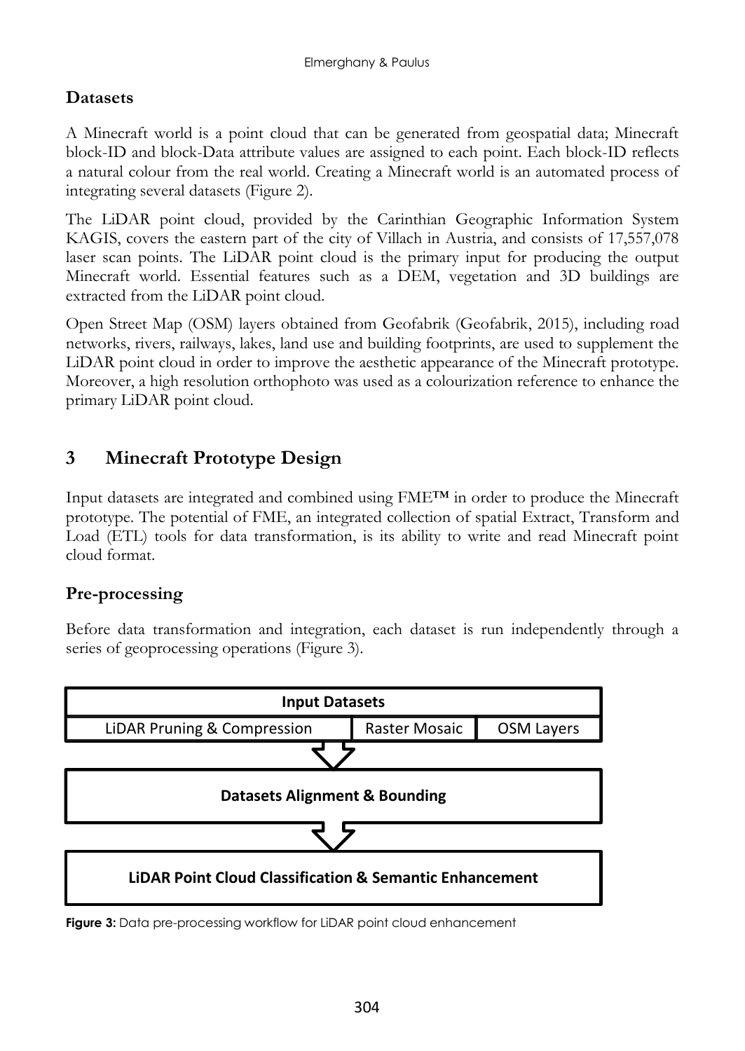## Datasets

A Minecraft world is a point cloud that can be generated from geospatial data; Minecraft block-ID and block-Data attribute values are assigned to each point. Each block-ID reflects a natural colour from the real world. Creating a Minecraft world is an automated process of integrating several datasets (Figure 2).

The LiDAR point cloud, provided by the Carinthian Geographic Information System KAGIS, covers the eastern part of the city of Villach in Austria, and consists of 17,557,078 laser scan points. The LiDAR point cloud is the primary input for producing the output Minecraft world. Essential features such as a DEM, vegetation and 3D buildings are extracted from the LiDAR point cloud.

Open Street Map (OSM) layers obtained from Geofabrik (Geofabrik, 2015), including road networks, rivers, railways, lakes, land use and building footprints, are used to supplement the LiDAR point cloud in order to improve the aesthetic appearance of the Minecraft prototype. Moreover, a high resolution orthophoto was used as a colourization reference to enhance the primary LiDAR point cloud.

# 3 Minecraft Prototype Design

Input datasets are integrated and combined using FME™ in order to produce the Minecraft prototype. The potential of FME, an integrated collection of spatial Extract, Transform and Load (ETL) tools for data transformation, is its ability to write and read Minecraft point cloud format.

## Pre-processing

Before data transformation and integration, each dataset is run independently through a series of geoprocessing operations (Figure 3).

| Input Datasets | | |
|---|---|---|
| LiDAR Pruning & Compression | Raster Mosaic | OSM Layers |

⇩

**Datasets Alignment & Bounding**

⇩

**LiDAR Point Cloud Classification & Semantic Enhancement**

**Figure 3:** Data pre-processing workflow for LiDAR point cloud enhancement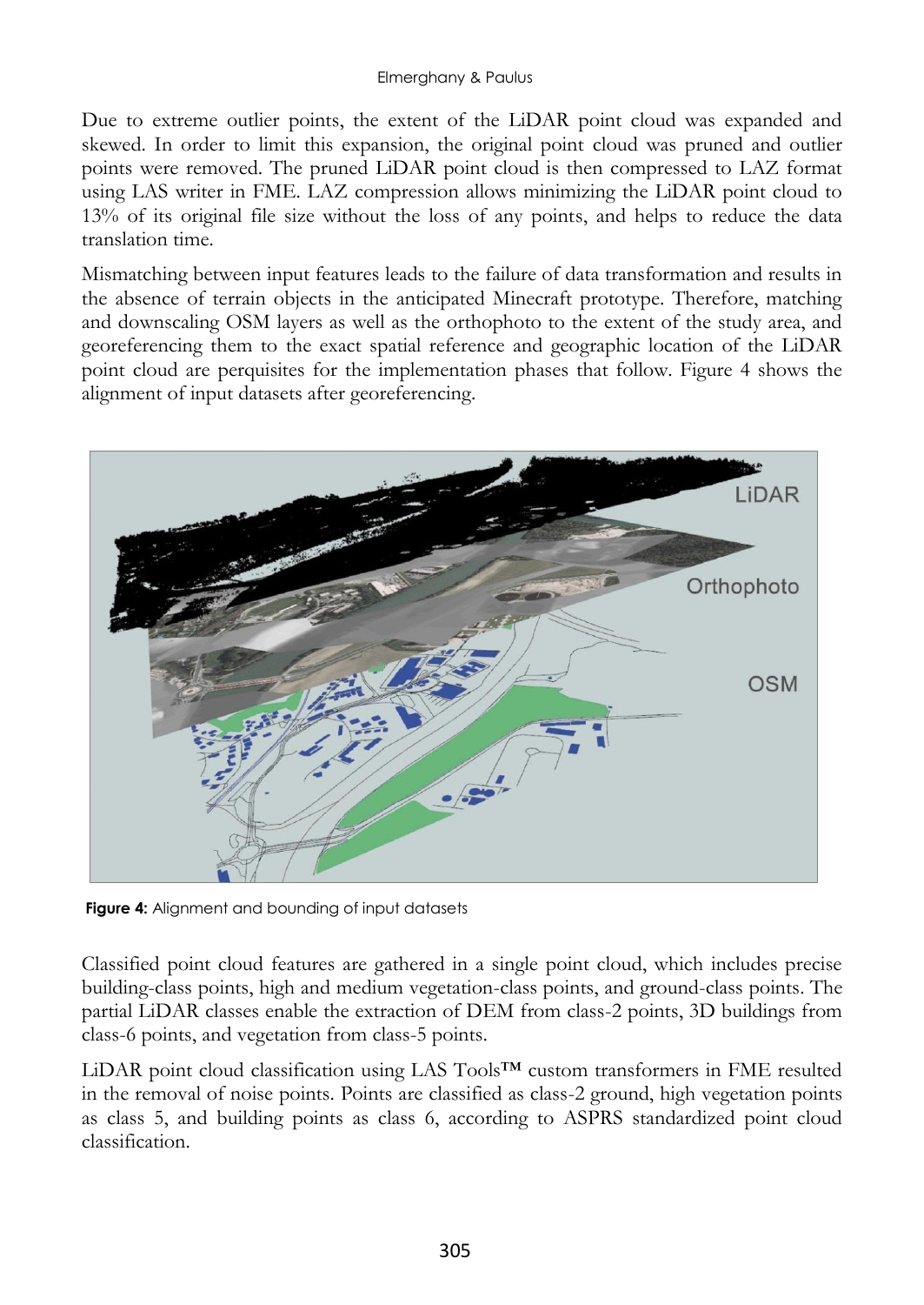Due to extreme outlier points, the extent of the LiDAR point cloud was expanded and skewed. In order to limit this expansion, the original point cloud was pruned and outlier points were removed. The pruned LiDAR point cloud is then compressed to LAZ format using LAS writer in FME. LAZ compression allows minimizing the LiDAR point cloud to 13% of its original file size without the loss of any points, and helps to reduce the data translation time.

Mismatching between input features leads to the failure of data transformation and results in the absence of terrain objects in the anticipated Minecraft prototype. Therefore, matching and downscaling OSM layers as well as the orthophoto to the extent of the study area, and georeferencing them to the exact spatial reference and geographic location of the LiDAR point cloud are perquisites for the implementation phases that follow. Figure 4 shows the alignment of input datasets after georeferencing.

**Figure 4:** Alignment and bounding of input datasets

Classified point cloud features are gathered in a single point cloud, which includes precise building-class points, high and medium vegetation-class points, and ground-class points. The partial LiDAR classes enable the extraction of DEM from class-2 points, 3D buildings from class-6 points, and vegetation from class-5 points.

LiDAR point cloud classification using LAS Tools™ custom transformers in FME resulted in the removal of noise points. Points are classified as class-2 ground, high vegetation points as class 5, and building points as class 6, according to ASPRS standardized point cloud classification.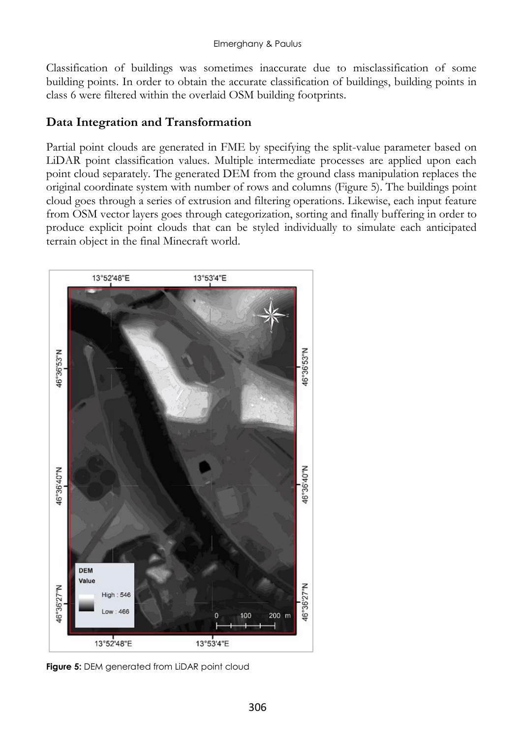Classification of buildings was sometimes inaccurate due to misclassification of some building points. In order to obtain the accurate classification of buildings, building points in class 6 were filtered within the overlaid OSM building footprints.

## Data Integration and Transformation

Partial point clouds are generated in FME by specifying the split-value parameter based on LiDAR point classification values. Multiple intermediate processes are applied upon each point cloud separately. The generated DEM from the ground class manipulation replaces the original coordinate system with number of rows and columns (Figure 5). The buildings point cloud goes through a series of extrusion and filtering operations. Likewise, each input feature from OSM vector layers goes through categorization, sorting and finally buffering in order to produce explicit point clouds that can be styled individually to simulate each anticipated terrain object in the final Minecraft world.

**Figure 5:** DEM generated from LiDAR point cloud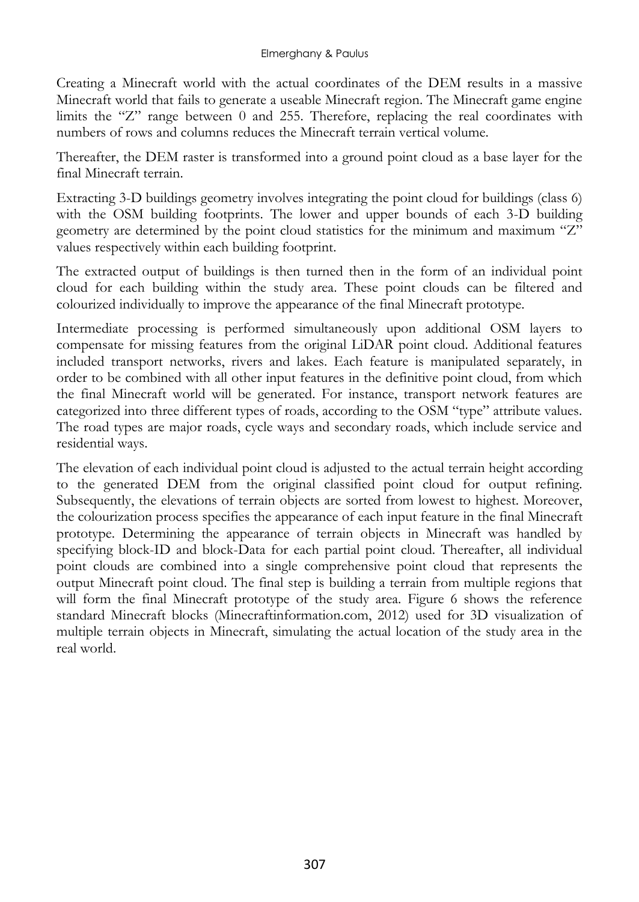Creating a Minecraft world with the actual coordinates of the DEM results in a massive Minecraft world that fails to generate a useable Minecraft region. The Minecraft game engine limits the "Z" range between 0 and 255. Therefore, replacing the real coordinates with numbers of rows and columns reduces the Minecraft terrain vertical volume.

Thereafter, the DEM raster is transformed into a ground point cloud as a base layer for the final Minecraft terrain.

Extracting 3-D buildings geometry involves integrating the point cloud for buildings (class 6) with the OSM building footprints. The lower and upper bounds of each 3-D building geometry are determined by the point cloud statistics for the minimum and maximum "Z" values respectively within each building footprint.

The extracted output of buildings is then turned then in the form of an individual point cloud for each building within the study area. These point clouds can be filtered and colourized individually to improve the appearance of the final Minecraft prototype.

Intermediate processing is performed simultaneously upon additional OSM layers to compensate for missing features from the original LiDAR point cloud. Additional features included transport networks, rivers and lakes. Each feature is manipulated separately, in order to be combined with all other input features in the definitive point cloud, from which the final Minecraft world will be generated. For instance, transport network features are categorized into three different types of roads, according to the OSM "type" attribute values. The road types are major roads, cycle ways and secondary roads, which include service and residential ways.

The elevation of each individual point cloud is adjusted to the actual terrain height according to the generated DEM from the original classified point cloud for output refining. Subsequently, the elevations of terrain objects are sorted from lowest to highest. Moreover, the colourization process specifies the appearance of each input feature in the final Minecraft prototype. Determining the appearance of terrain objects in Minecraft was handled by specifying block-ID and block-Data for each partial point cloud. Thereafter, all individual point clouds are combined into a single comprehensive point cloud that represents the output Minecraft point cloud. The final step is building a terrain from multiple regions that will form the final Minecraft prototype of the study area. Figure 6 shows the reference standard Minecraft blocks (Minecraftinformation.com, 2012) used for 3D visualization of multiple terrain objects in Minecraft, simulating the actual location of the study area in the real world.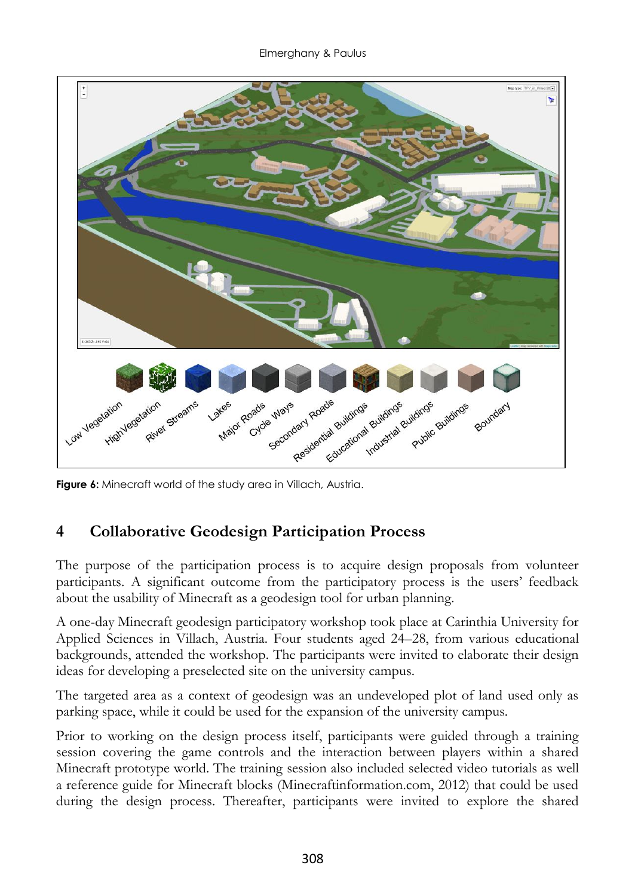**Figure 6:** Minecraft world of the study area in Villach, Austria.

## 4 Collaborative Geodesign Participation Process

The purpose of the participation process is to acquire design proposals from volunteer participants. A significant outcome from the participatory process is the users' feedback about the usability of Minecraft as a geodesign tool for urban planning.

A one-day Minecraft geodesign participatory workshop took place at Carinthia University for Applied Sciences in Villach, Austria. Four students aged 24–28, from various educational backgrounds, attended the workshop. The participants were invited to elaborate their design ideas for developing a preselected site on the university campus.

The targeted area as a context of geodesign was an undeveloped plot of land used only as parking space, while it could be used for the expansion of the university campus.

Prior to working on the design process itself, participants were guided through a training session covering the game controls and the interaction between players within a shared Minecraft prototype world. The training session also included selected video tutorials as well a reference guide for Minecraft blocks (Minecraftinformation.com, 2012) that could be used during the design process. Thereafter, participants were invited to explore the shared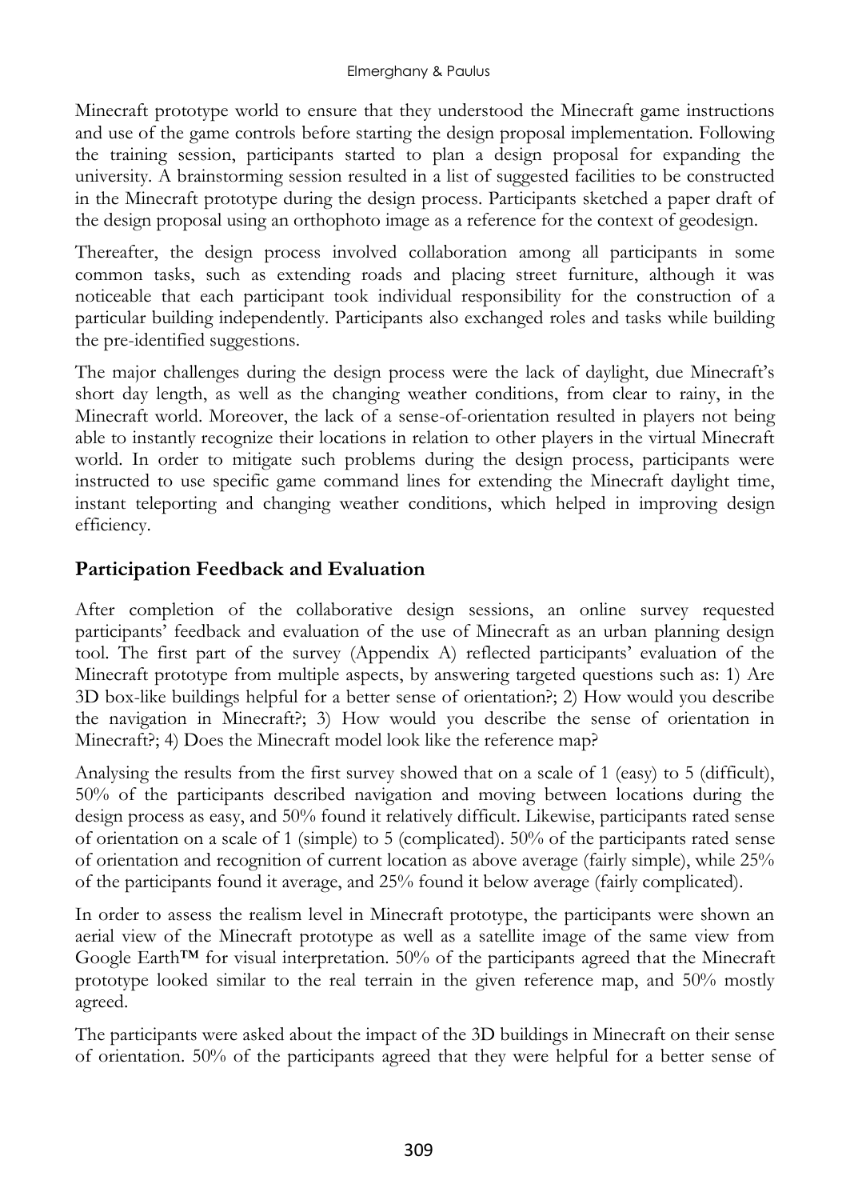Minecraft prototype world to ensure that they understood the Minecraft game instructions and use of the game controls before starting the design proposal implementation. Following the training session, participants started to plan a design proposal for expanding the university. A brainstorming session resulted in a list of suggested facilities to be constructed in the Minecraft prototype during the design process. Participants sketched a paper draft of the design proposal using an orthophoto image as a reference for the context of geodesign.

Thereafter, the design process involved collaboration among all participants in some common tasks, such as extending roads and placing street furniture, although it was noticeable that each participant took individual responsibility for the construction of a particular building independently. Participants also exchanged roles and tasks while building the pre-identified suggestions.

The major challenges during the design process were the lack of daylight, due Minecraft's short day length, as well as the changing weather conditions, from clear to rainy, in the Minecraft world. Moreover, the lack of a sense-of-orientation resulted in players not being able to instantly recognize their locations in relation to other players in the virtual Minecraft world. In order to mitigate such problems during the design process, participants were instructed to use specific game command lines for extending the Minecraft daylight time, instant teleporting and changing weather conditions, which helped in improving design efficiency.

## Participation Feedback and Evaluation

After completion of the collaborative design sessions, an online survey requested participants' feedback and evaluation of the use of Minecraft as an urban planning design tool. The first part of the survey (Appendix A) reflected participants' evaluation of the Minecraft prototype from multiple aspects, by answering targeted questions such as: 1) Are 3D box-like buildings helpful for a better sense of orientation?; 2) How would you describe the navigation in Minecraft?; 3) How would you describe the sense of orientation in Minecraft?; 4) Does the Minecraft model look like the reference map?

Analysing the results from the first survey showed that on a scale of 1 (easy) to 5 (difficult), 50% of the participants described navigation and moving between locations during the design process as easy, and 50% found it relatively difficult. Likewise, participants rated sense of orientation on a scale of 1 (simple) to 5 (complicated). 50% of the participants rated sense of orientation and recognition of current location as above average (fairly simple), while 25% of the participants found it average, and 25% found it below average (fairly complicated).

In order to assess the realism level in Minecraft prototype, the participants were shown an aerial view of the Minecraft prototype as well as a satellite image of the same view from Google Earth™ for visual interpretation. 50% of the participants agreed that the Minecraft prototype looked similar to the real terrain in the given reference map, and 50% mostly agreed.

The participants were asked about the impact of the 3D buildings in Minecraft on their sense of orientation. 50% of the participants agreed that they were helpful for a better sense of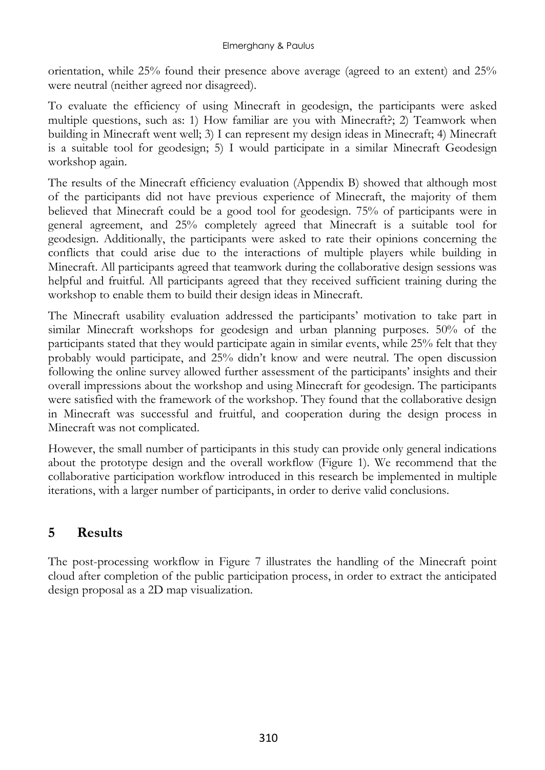orientation, while 25% found their presence above average (agreed to an extent) and 25% were neutral (neither agreed nor disagreed).

To evaluate the efficiency of using Minecraft in geodesign, the participants were asked multiple questions, such as: 1) How familiar are you with Minecraft?; 2) Teamwork when building in Minecraft went well; 3) I can represent my design ideas in Minecraft; 4) Minecraft is a suitable tool for geodesign; 5) I would participate in a similar Minecraft Geodesign workshop again.

The results of the Minecraft efficiency evaluation (Appendix B) showed that although most of the participants did not have previous experience of Minecraft, the majority of them believed that Minecraft could be a good tool for geodesign. 75% of participants were in general agreement, and 25% completely agreed that Minecraft is a suitable tool for geodesign. Additionally, the participants were asked to rate their opinions concerning the conflicts that could arise due to the interactions of multiple players while building in Minecraft. All participants agreed that teamwork during the collaborative design sessions was helpful and fruitful. All participants agreed that they received sufficient training during the workshop to enable them to build their design ideas in Minecraft.

The Minecraft usability evaluation addressed the participants' motivation to take part in similar Minecraft workshops for geodesign and urban planning purposes. 50% of the participants stated that they would participate again in similar events, while 25% felt that they probably would participate, and 25% didn't know and were neutral. The open discussion following the online survey allowed further assessment of the participants' insights and their overall impressions about the workshop and using Minecraft for geodesign. The participants were satisfied with the framework of the workshop. They found that the collaborative design in Minecraft was successful and fruitful, and cooperation during the design process in Minecraft was not complicated.

However, the small number of participants in this study can provide only general indications about the prototype design and the overall workflow (Figure 1). We recommend that the collaborative participation workflow introduced in this research be implemented in multiple iterations, with a larger number of participants, in order to derive valid conclusions.

## 5 Results

The post-processing workflow in Figure 7 illustrates the handling of the Minecraft point cloud after completion of the public participation process, in order to extract the anticipated design proposal as a 2D map visualization.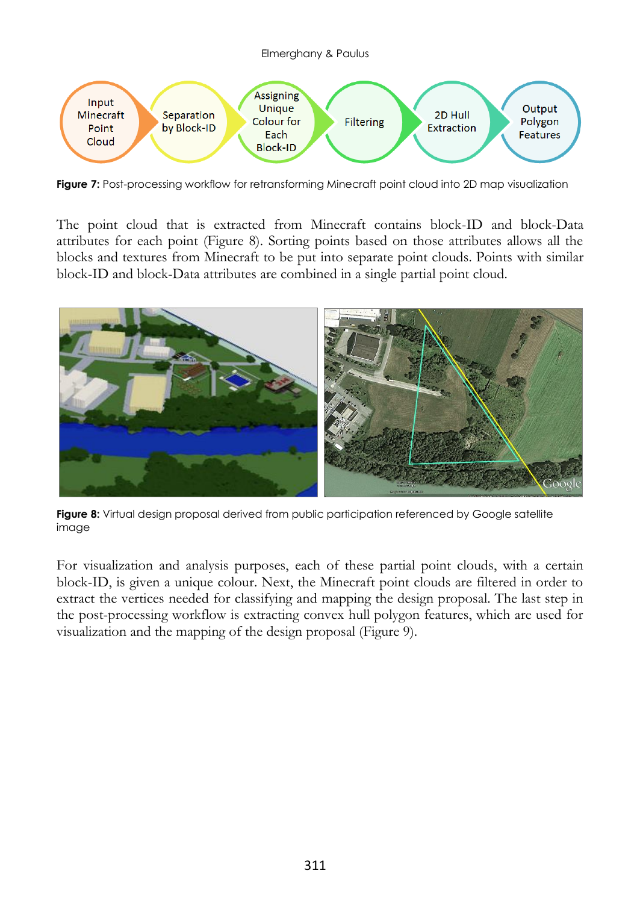**Figure 7:** Post-processing workflow for retransforming Minecraft point cloud into 2D map visualization

The point cloud that is extracted from Minecraft contains block-ID and block-Data attributes for each point (Figure 8). Sorting points based on those attributes allows all the blocks and textures from Minecraft to be put into separate point clouds. Points with similar block-ID and block-Data attributes are combined in a single partial point cloud.

**Figure 8:** Virtual design proposal derived from public participation referenced by Google satellite image

For visualization and analysis purposes, each of these partial point clouds, with a certain block-ID, is given a unique colour. Next, the Minecraft point clouds are filtered in order to extract the vertices needed for classifying and mapping the design proposal. The last step in the post-processing workflow is extracting convex hull polygon features, which are used for visualization and the mapping of the design proposal (Figure 9).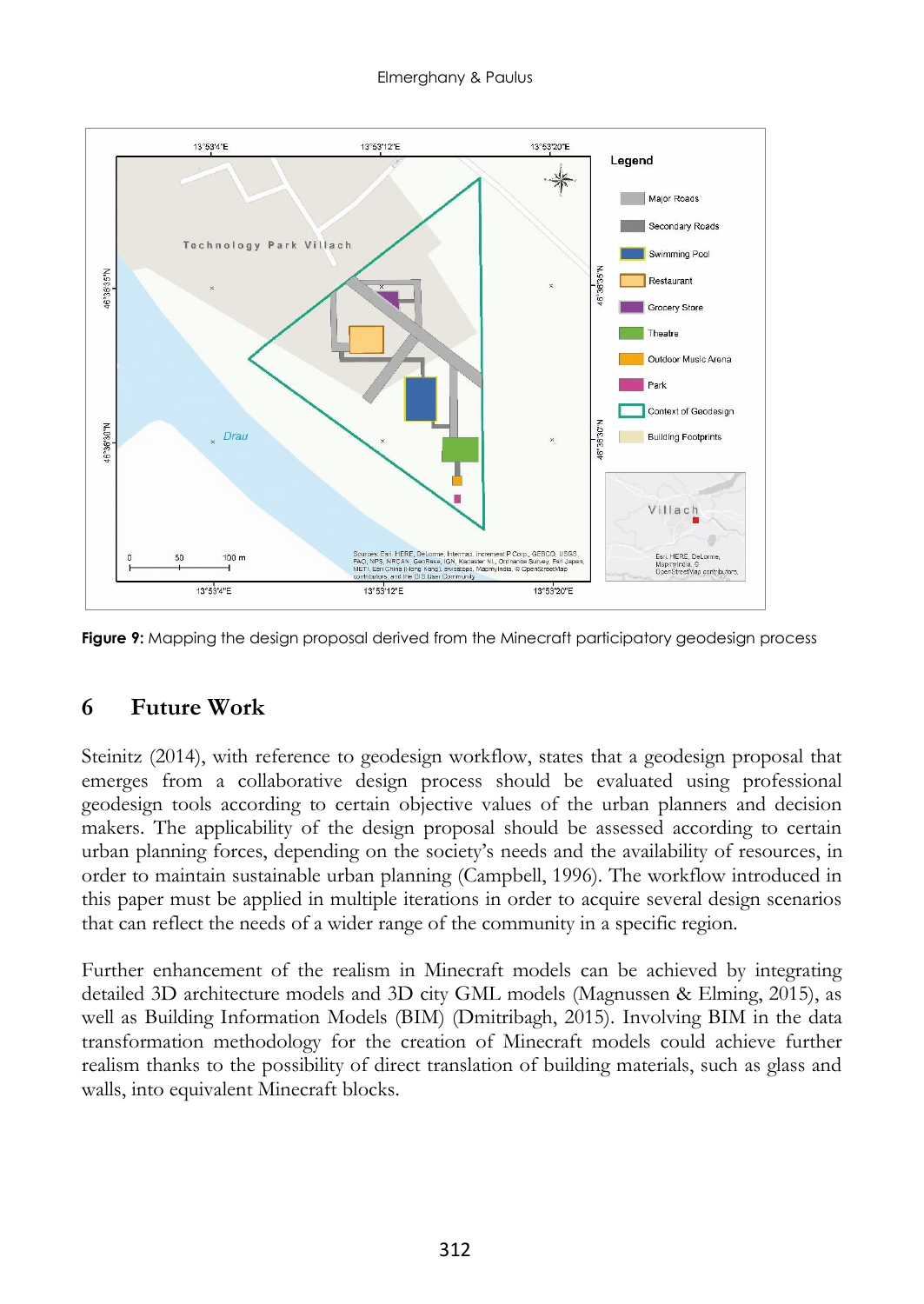**Figure 9:** Mapping the design proposal derived from the Minecraft participatory geodesign process

## 6 Future Work

Steinitz (2014), with reference to geodesign workflow, states that a geodesign proposal that emerges from a collaborative design process should be evaluated using professional geodesign tools according to certain objective values of the urban planners and decision makers. The applicability of the design proposal should be assessed according to certain urban planning forces, depending on the society's needs and the availability of resources, in order to maintain sustainable urban planning (Campbell, 1996). The workflow introduced in this paper must be applied in multiple iterations in order to acquire several design scenarios that can reflect the needs of a wider range of the community in a specific region.

Further enhancement of the realism in Minecraft models can be achieved by integrating detailed 3D architecture models and 3D city GML models (Magnussen & Elming, 2015), as well as Building Information Models (BIM) (Dmitribagh, 2015). Involving BIM in the data transformation methodology for the creation of Minecraft models could achieve further realism thanks to the possibility of direct translation of building materials, such as glass and walls, into equivalent Minecraft blocks.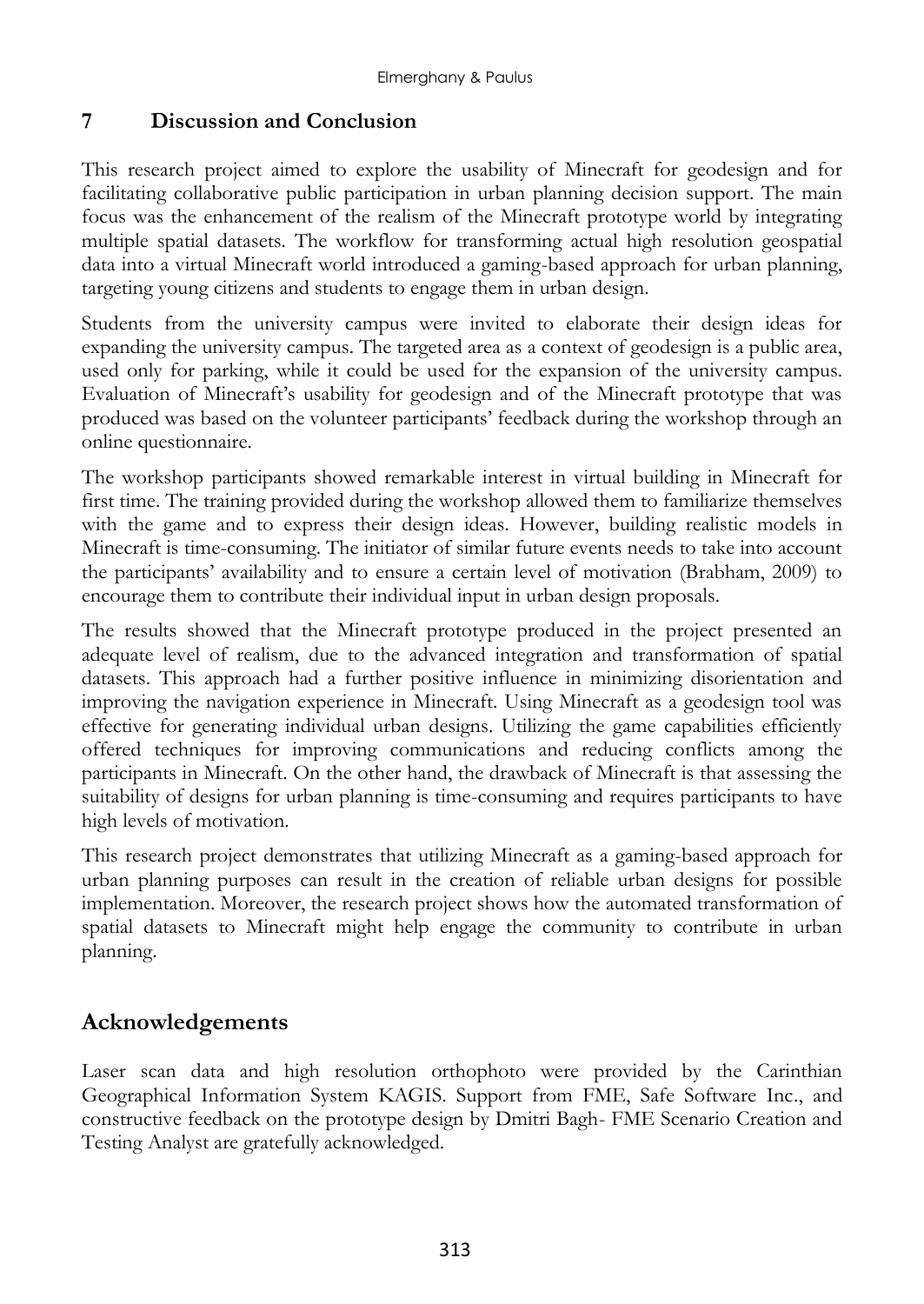## 7 Discussion and Conclusion

This research project aimed to explore the usability of Minecraft for geodesign and for facilitating collaborative public participation in urban planning decision support. The main focus was the enhancement of the realism of the Minecraft prototype world by integrating multiple spatial datasets. The workflow for transforming actual high resolution geospatial data into a virtual Minecraft world introduced a gaming-based approach for urban planning, targeting young citizens and students to engage them in urban design.

Students from the university campus were invited to elaborate their design ideas for expanding the university campus. The targeted area as a context of geodesign is a public area, used only for parking, while it could be used for the expansion of the university campus. Evaluation of Minecraft's usability for geodesign and of the Minecraft prototype that was produced was based on the volunteer participants' feedback during the workshop through an online questionnaire.

The workshop participants showed remarkable interest in virtual building in Minecraft for first time. The training provided during the workshop allowed them to familiarize themselves with the game and to express their design ideas. However, building realistic models in Minecraft is time-consuming. The initiator of similar future events needs to take into account the participants' availability and to ensure a certain level of motivation (Brabham, 2009) to encourage them to contribute their individual input in urban design proposals.

The results showed that the Minecraft prototype produced in the project presented an adequate level of realism, due to the advanced integration and transformation of spatial datasets. This approach had a further positive influence in minimizing disorientation and improving the navigation experience in Minecraft. Using Minecraft as a geodesign tool was effective for generating individual urban designs. Utilizing the game capabilities efficiently offered techniques for improving communications and reducing conflicts among the participants in Minecraft. On the other hand, the drawback of Minecraft is that assessing the suitability of designs for urban planning is time-consuming and requires participants to have high levels of motivation.

This research project demonstrates that utilizing Minecraft as a gaming-based approach for urban planning purposes can result in the creation of reliable urban designs for possible implementation. Moreover, the research project shows how the automated transformation of spatial datasets to Minecraft might help engage the community to contribute in urban planning.

## Acknowledgements

Laser scan data and high resolution orthophoto were provided by the Carinthian Geographical Information System KAGIS. Support from FME, Safe Software Inc., and constructive feedback on the prototype design by Dmitri Bagh- FME Scenario Creation and Testing Analyst are gratefully acknowledged.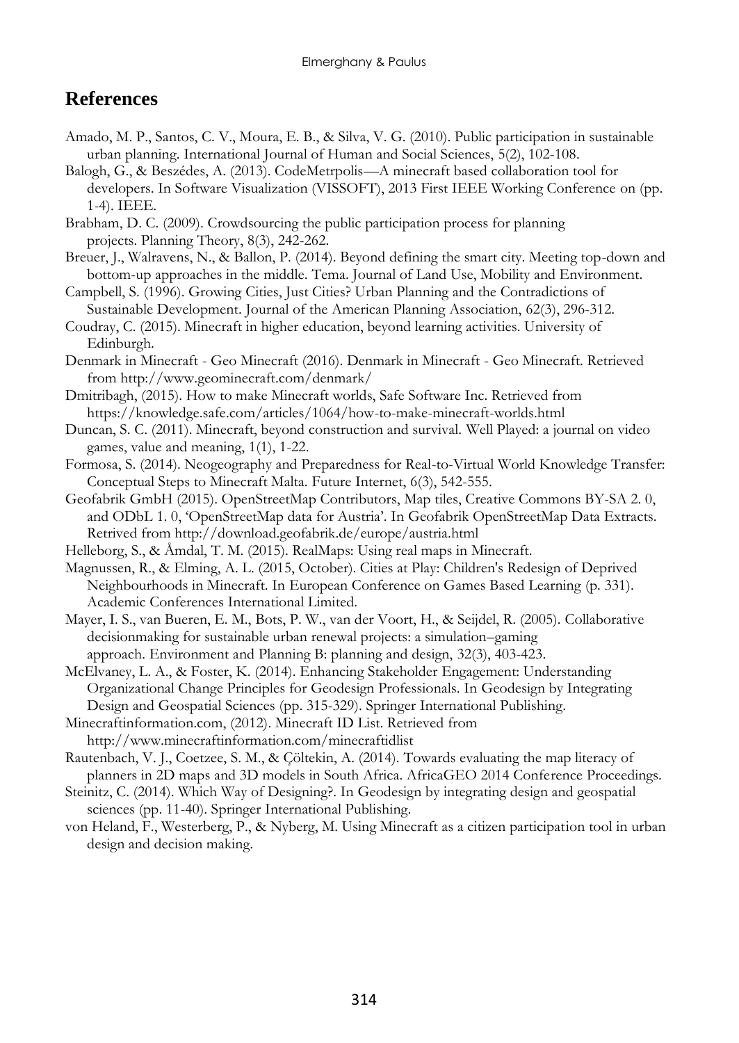## References

Amado, M. P., Santos, C. V., Moura, E. B., & Silva, V. G. (2010). Public participation in sustainable urban planning. International Journal of Human and Social Sciences, 5(2), 102-108.

Balogh, G., & Beszédes, A. (2013). CodeMetrpolis—A minecraft based collaboration tool for developers. In Software Visualization (VISSOFT), 2013 First IEEE Working Conference on (pp. 1-4). IEEE.

Brabham, D. C. (2009). Crowdsourcing the public participation process for planning projects. Planning Theory, 8(3), 242-262.

Breuer, J., Walravens, N., & Ballon, P. (2014). Beyond defining the smart city. Meeting top-down and bottom-up approaches in the middle. Tema. Journal of Land Use, Mobility and Environment.

Campbell, S. (1996). Growing Cities, Just Cities? Urban Planning and the Contradictions of Sustainable Development. Journal of the American Planning Association, 62(3), 296-312.

Coudray, C. (2015). Minecraft in higher education, beyond learning activities. University of Edinburgh.

Denmark in Minecraft - Geo Minecraft (2016). Denmark in Minecraft - Geo Minecraft. Retrieved from http://www.geominecraft.com/denmark/

Dmitribagh, (2015). How to make Minecraft worlds, Safe Software Inc. Retrieved from https://knowledge.safe.com/articles/1064/how-to-make-minecraft-worlds.html

Duncan, S. C. (2011). Minecraft, beyond construction and survival. Well Played: a journal on video games, value and meaning, 1(1), 1-22.

Formosa, S. (2014). Neogeography and Preparedness for Real-to-Virtual World Knowledge Transfer: Conceptual Steps to Minecraft Malta. Future Internet, 6(3), 542-555.

Geofabrik GmbH (2015). OpenStreetMap Contributors, Map tiles, Creative Commons BY-SA 2. 0, and ODbL 1. 0, 'OpenStreetMap data for Austria'. In Geofabrik OpenStreetMap Data Extracts. Retrived from http://download.geofabrik.de/europe/austria.html

Helleborg, S., & Åmdal, T. M. (2015). RealMaps: Using real maps in Minecraft.

Magnussen, R., & Elming, A. L. (2015, October). Cities at Play: Children's Redesign of Deprived Neighbourhoods in Minecraft. In European Conference on Games Based Learning (p. 331). Academic Conferences International Limited.

Mayer, I. S., van Bueren, E. M., Bots, P. W., van der Voort, H., & Seijdel, R. (2005). Collaborative decisionmaking for sustainable urban renewal projects: a simulation–gaming approach. Environment and Planning B: planning and design, 32(3), 403-423.

McElvaney, L. A., & Foster, K. (2014). Enhancing Stakeholder Engagement: Understanding Organizational Change Principles for Geodesign Professionals. In Geodesign by Integrating Design and Geospatial Sciences (pp. 315-329). Springer International Publishing.

Minecraftinformation.com, (2012). Minecraft ID List. Retrieved from http://www.minecraftinformation.com/minecraftidlist

Rautenbach, V. J., Coetzee, S. M., & Çöltekin, A. (2014). Towards evaluating the map literacy of planners in 2D maps and 3D models in South Africa. AfricaGEO 2014 Conference Proceedings.

Steinitz, C. (2014). Which Way of Designing?. In Geodesign by integrating design and geospatial sciences (pp. 11-40). Springer International Publishing.

von Heland, F., Westerberg, P., & Nyberg, M. Using Minecraft as a citizen participation tool in urban design and decision making.